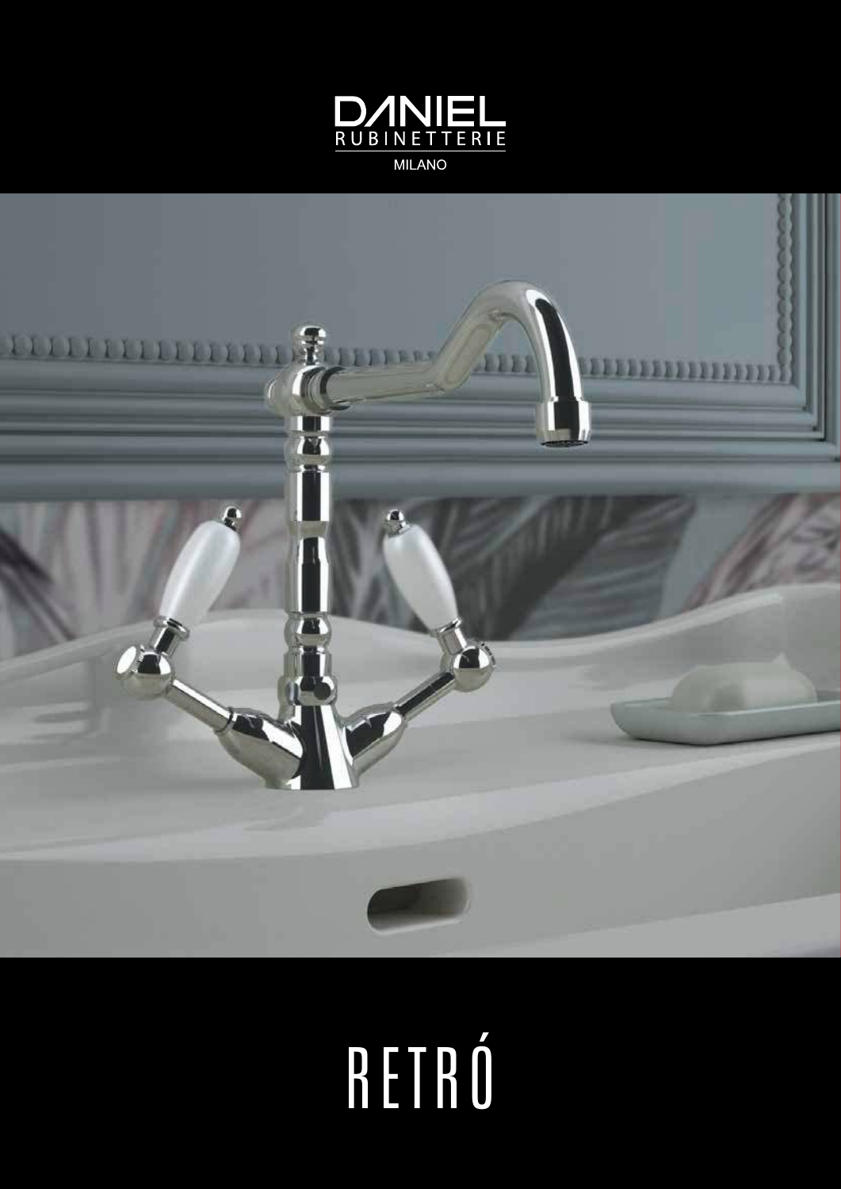DANIEL
RUBINETTERIE
MILANO

# RETRÓ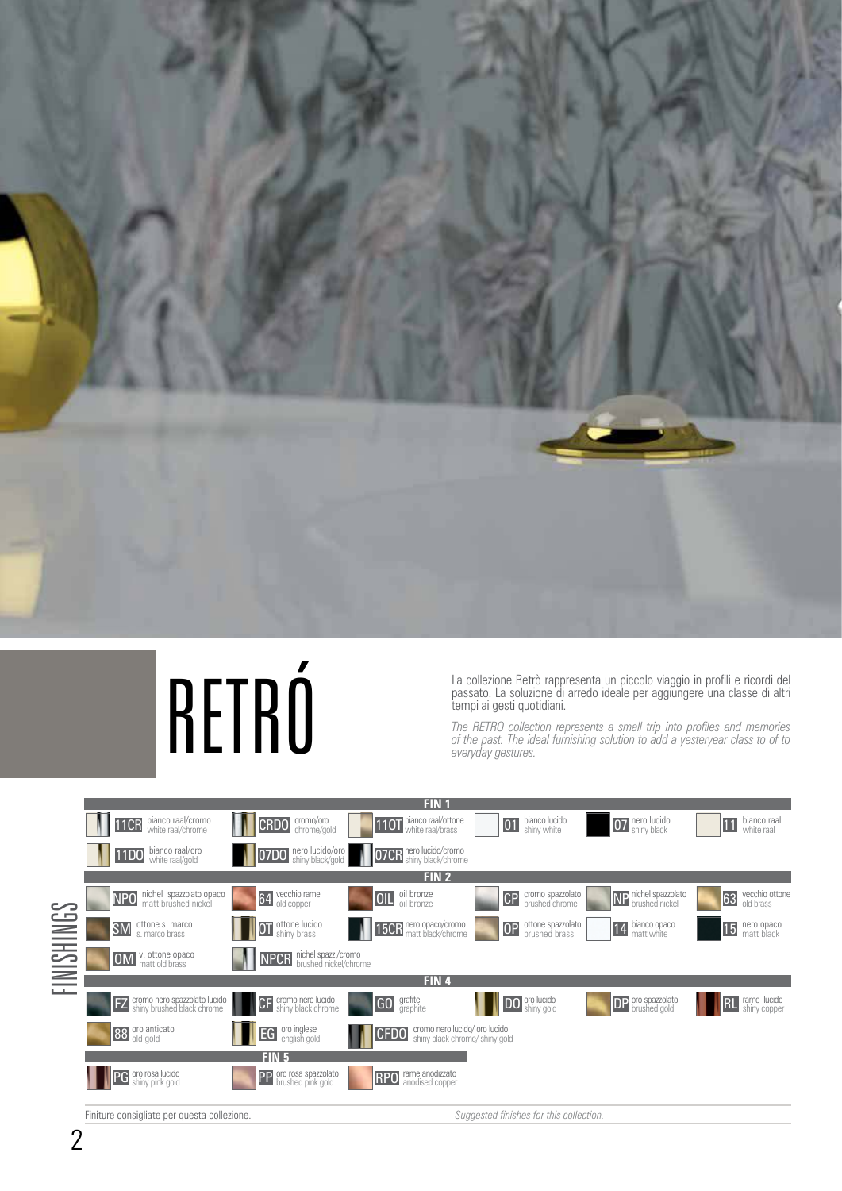# RETRÓ

La collezione Retrò rappresenta un piccolo viaggio in profili e ricordi del passato. La soluzione di arredo ideale per aggiungere una classe di altri tempi ai gesti quotidiani.

*The RETRO collection represents a small trip into profiles and memories of the past. The ideal furnishing solution to add a yesteryear class to of to everyday gestures.*

## FINISHINGS

### FIN 1

| Code | Finish |
|---|---|
| 11CR | bianco raal/cromo – white raal/chrome |
| CRDO | cromo/oro – chrome/gold |
| 11OT | bianco raal/ottone – white raal/brass |
| 01 | bianco lucido – shiny white |
| 07 | nero lucido – shiny black |
| 11 | bianco raal – white raal |
| 11DO | bianco raal/oro – white raal/gold |
| 07DO | nero lucido/oro – shiny black/gold |
| 07CR | nero lucido/cromo – shiny black/chrome |

### FIN 2

| Code | Finish |
|---|---|
| NPO | nichel spazzolato opaco – matt brushed nickel |
| 64 | vecchio rame – old copper |
| OIL | oil bronze – oil bronze |
| CP | cromo spazzolato – brushed chrome |
| NP | nichel spazzolato – brushed nickel |
| 63 | vecchio ottone – old brass |
| SM | ottone s. marco – s. marco brass |
| OT | ottone lucido – shiny brass |
| 15CR | nero opaco/cromo – matt black/chrome |
| OP | ottone spazzolato – brushed brass |
| 14 | bianco opaco – matt white |
| 15 | nero opaco – matt black |
| OM | v. ottone opaco – matt old brass |
| NPCR | nichel spazz./cromo – brushed nickel/chrome |

### FIN 4

| Code | Finish |
|---|---|
| FZ | cromo nero spazzolato lucido – shiny brushed black chrome |
| CF | cromo nero lucido – shiny black chrome |
| GO | grafite – graphite |
| DO | oro lucido – shiny gold |
| DP | oro spazzolato – brushed gold |
| RL | rame lucido – shiny copper |
| 88 | oro anticato – old gold |
| EG | oro inglese – english gold |
| CFDO | cromo nero lucido/ oro lucido – shiny black chrome/ shiny gold |

### FIN 5

| Code | Finish |
|---|---|
| PG | oro rosa lucido – shiny pink gold |
| PP | oro rosa spazzolato – brushed pink gold |
| RPO | rame anodizzato – anodised copper |

Finiture consigliate per questa collezione. *Suggested finishes for this collection.*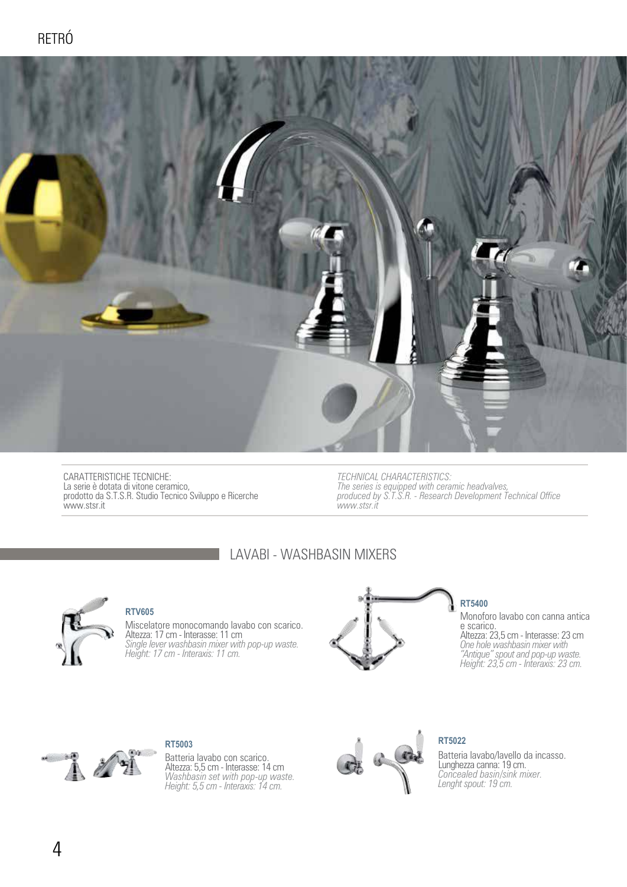# RETRÓ

CARATTERISTICHE TECNICHE:
La serie è dotata di vitone ceramico,
prodotto da S.T.S.R. Studio Tecnico Sviluppo e Ricerche
www.stsr.it

*TECHNICAL CHARACTERISTICS:*
*The series is equipped with ceramic headvalves,*
*produced by S.T.S.R. - Research Development Technical Office*
*www.stsr.it*

## LAVABI - WASHBASIN MIXERS

**RTV605**

Miscelatore monocomando lavabo con scarico.
Altezza: 17 cm - Interasse: 11 cm
*Single lever washbasin mixer with pop-up waste.*
*Height: 17 cm - Interaxis: 11 cm.*

**RT5400**

Monoforo lavabo con canna antica e scarico.
Altezza: 23,5 cm - Interasse: 23 cm
*One hole washbasin mixer with "Antique" spout and pop-up waste.*
*Height: 23,5 cm - Interaxis: 23 cm.*

**RT5003**

Batteria lavabo con scarico.
Altezza: 5,5 cm - Interasse: 14 cm
*Washbasin set with pop-up waste.*
*Height: 5,5 cm - Interaxis: 14 cm.*

**RT5022**

Batteria lavabo/lavello da incasso.
Lunghezza canna: 19 cm.
*Concealed basin/sink mixer.*
*Lenght spout: 19 cm.*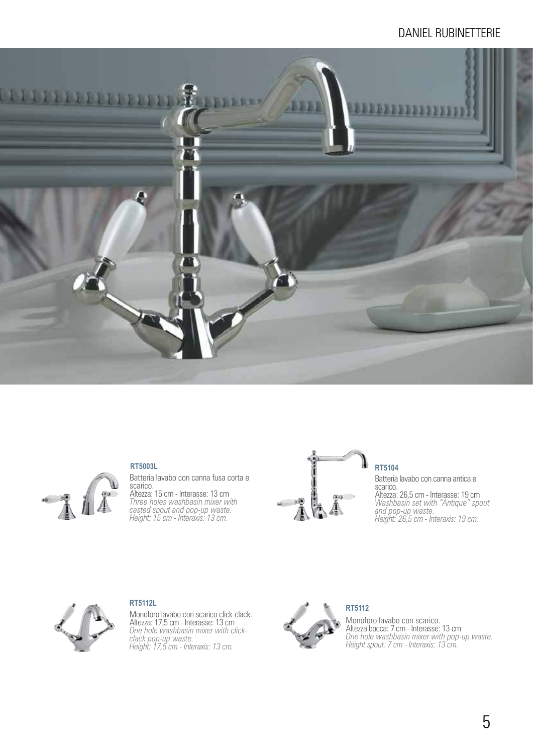**RT5003L**

Batteria lavabo con canna fusa corta e scarico.
Altezza: 15 cm - Interasse: 13 cm
*Three holes washbasin mixer with casted spout and pop-up waste.*
*Height: 15 cm - Interaxis: 13 cm.*

**RT5104**

Batteria lavabo con canna antica e scarico.
Altezza: 26,5 cm - Interasse: 19 cm
*Washbasin set with "Antique" spout and pop-up waste.*
*Height: 26,5 cm - Interaxis: 19 cm.*

**RT5112L**

Monoforo lavabo con scarico click-clack.
Altezza: 17,5 cm - Interasse: 13 cm
*One hole washbasin mixer with click-clack pop-up waste.*
*Height: 17,5 cm - Interaxis: 13 cm.*

**RT5112**

Monoforo lavabo con scarico.
Altezza bocca: 7 cm - Interasse: 13 cm
*One hole washbasin mixer with pop-up waste.*
*Height spout: 7 cm - Interaxis: 13 cm.*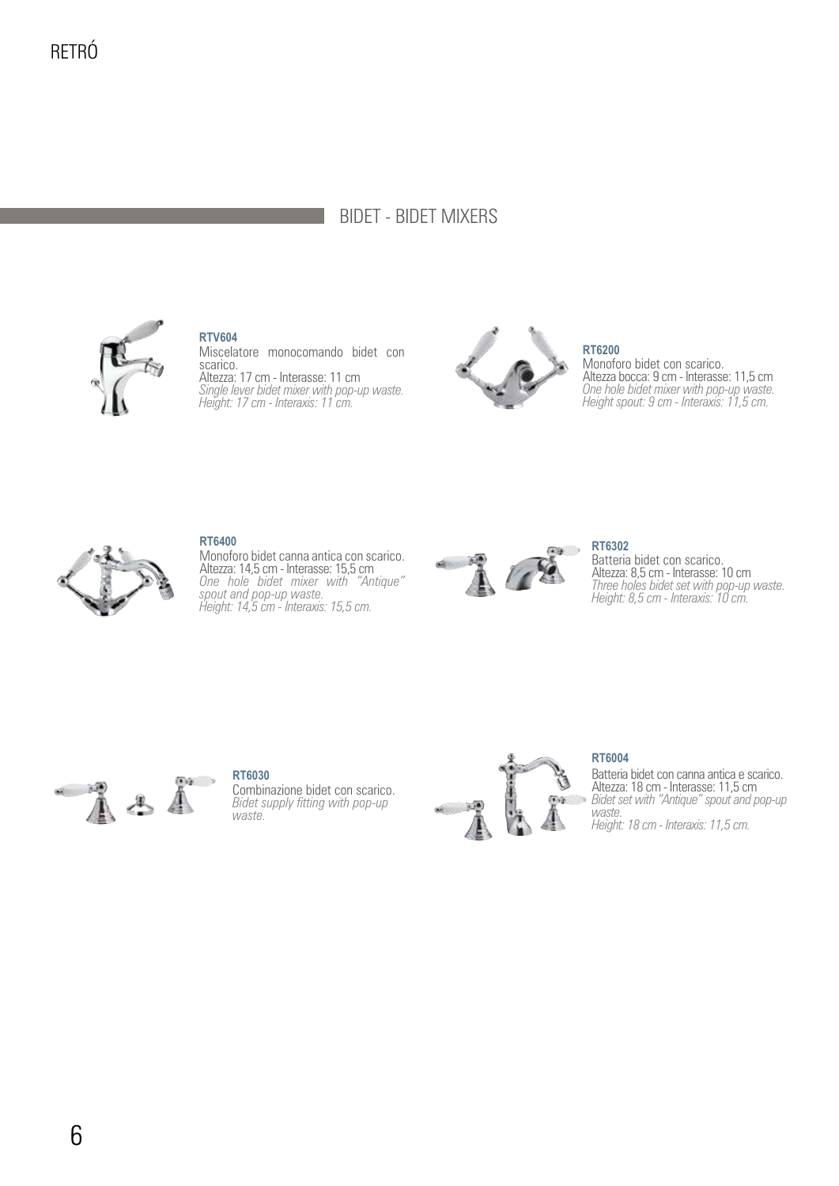## BIDET - BIDET MIXERS

**RTV604**
Miscelatore monocomando bidet con scarico.
Altezza: 17 cm - Interasse: 11 cm
*Single lever bidet mixer with pop-up waste.*
*Height: 17 cm - Interaxis: 11 cm.*

**RT6200**
Monoforo bidet con scarico.
Altezza bocca: 9 cm - Interasse: 11,5 cm
*One hole bidet mixer with pop-up waste.*
*Height spout: 9 cm - Interaxis: 11,5 cm.*

**RT6400**
Monoforo bidet canna antica con scarico.
Altezza: 14,5 cm - Interasse: 15,5 cm
*One hole bidet mixer with "Antique" spout and pop-up waste.*
*Height: 14,5 cm - Interaxis: 15,5 cm.*

**RT6302**
Batteria bidet con scarico.
Altezza: 8,5 cm - Interasse: 10 cm
*Three holes bidet set with pop-up waste.*
*Height: 8,5 cm - Interaxis: 10 cm.*

**RT6030**
Combinazione bidet con scarico.
*Bidet supply fitting with pop-up waste.*

**RT6004**
Batteria bidet con canna antica e scarico.
Altezza: 18 cm - Interasse: 11,5 cm
*Bidet set with "Antique" spout and pop-up waste.*
*Height: 18 cm - Interaxis: 11,5 cm.*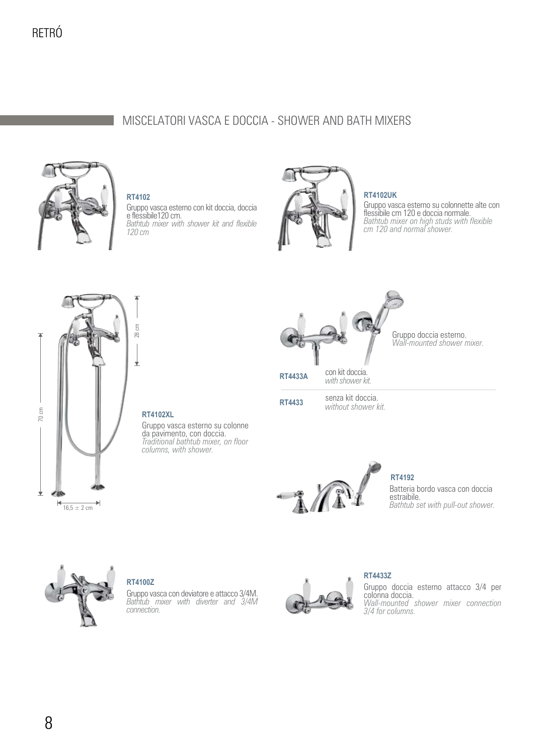RETRÓ

## MISCELATORI VASCA E DOCCIA - SHOWER AND BATH MIXERS

**RT4102**

Gruppo vasca esterno con kit doccia, doccia e flessibile120 cm.
*Bathtub mixer with shower kit and flexible 120 cm*

**RT4102UK**

Gruppo vasca esterno su colonnette alte con flessibile cm 120 e doccia normale.
*Bathtub mixer on high studs with flexible cm 120 and normal shower.*

28 cm

70 cm

16,5 ± 2 cm

**RT4102XL**

Gruppo vasca esterno su colonne da pavimento, con doccia.
*Traditional bathtub mixer, on floor columns, with shower.*

Gruppo doccia esterno.
*Wall-mounted shower mixer.*

| | |
|---|---|
| **RT4433A** | con kit doccia. *with shower kit.* |
| **RT4433** | senza kit doccia. *without shower kit.* |

**RT4192**

Batteria bordo vasca con doccia estraibile.
*Bathtub set with pull-out shower.*

**RT4100Z**

Gruppo vasca con deviatore e attacco 3/4M.
*Bathtub mixer with diverter and 3/4M connection.*

**RT4433Z**

Gruppo doccia esterno attacco 3/4 per colonna doccia.
*Wall-mounted shower mixer connection 3/4 for columns.*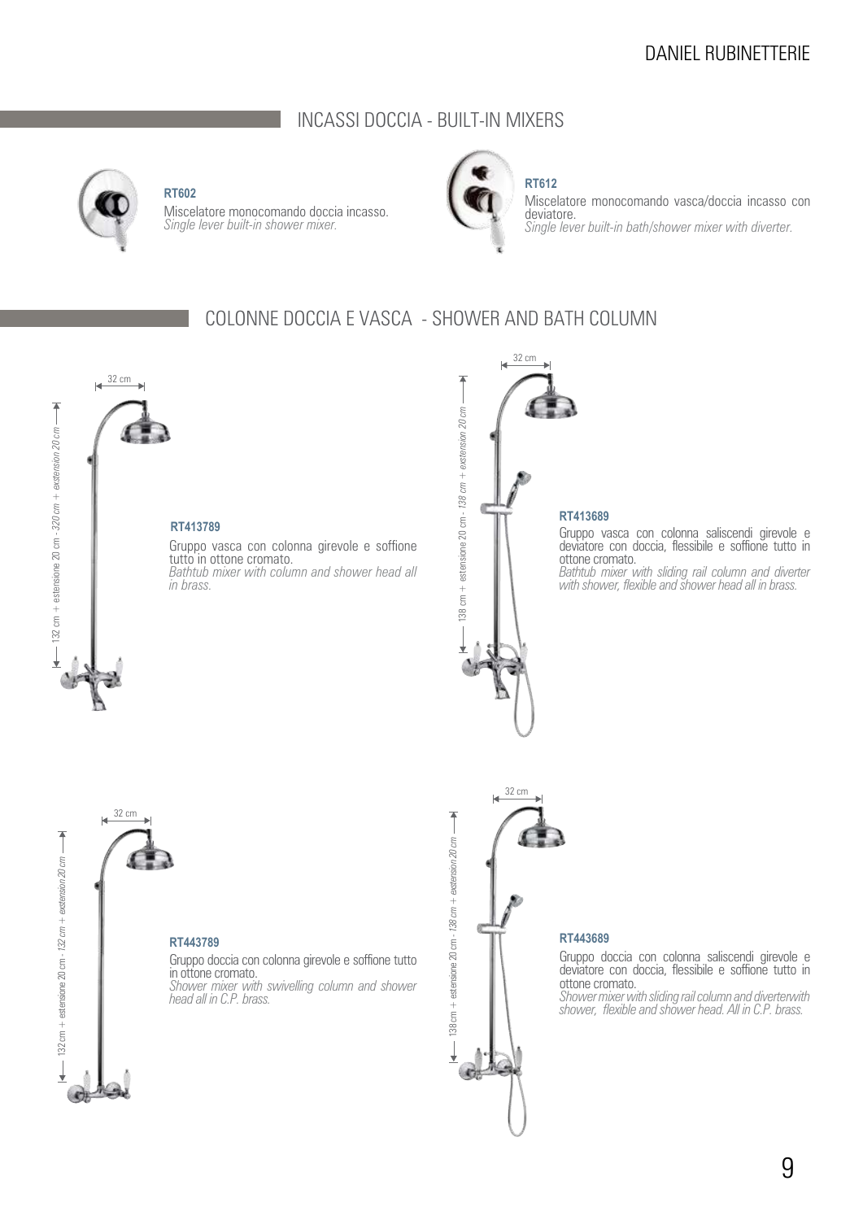## INCASSI DOCCIA - BUILT-IN MIXERS

**RT602**

Miscelatore monocomando doccia incasso.
*Single lever built-in shower mixer.*

**RT612**

Miscelatore monocomando vasca/doccia incasso con deviatore.
*Single lever built-in bath/shower mixer with diverter.*

## COLONNE DOCCIA E VASCA - SHOWER AND BATH COLUMN

32 cm

132 cm + estensione 20 cm - *320 cm + exstension 20 cm*

**RT413789**

Gruppo vasca con colonna girevole e soffione tutto in ottone cromato.
*Bathtub mixer with column and shower head all in brass.*

32 cm

138 cm + estensione 20 cm - *138 cm + exstension 20 cm*

**RT413689**

Gruppo vasca con colonna saliscendi girevole e deviatore con doccia, flessibile e soffione tutto in ottone cromato.
*Bathtub mixer with sliding rail column and diverter with shower, flexible and shower head all in brass.*

32 cm

132 cm + estensione 20 cm - *132 cm + exstension 20 cm*

**RT443789**

Gruppo doccia con colonna girevole e soffione tutto in ottone cromato.
*Shower mixer with swivelling column and shower head all in C.P. brass.*

32 cm

138 cm + estensione 20 cm - *138 cm + exstension 20 cm*

**RT443689**

Gruppo doccia con colonna saliscendi girevole e deviatore con doccia, flessibile e soffione tutto in ottone cromato.
*Shower mixer with sliding rail column and diverterwith shower, flexible and shower head. All in C.P. brass.*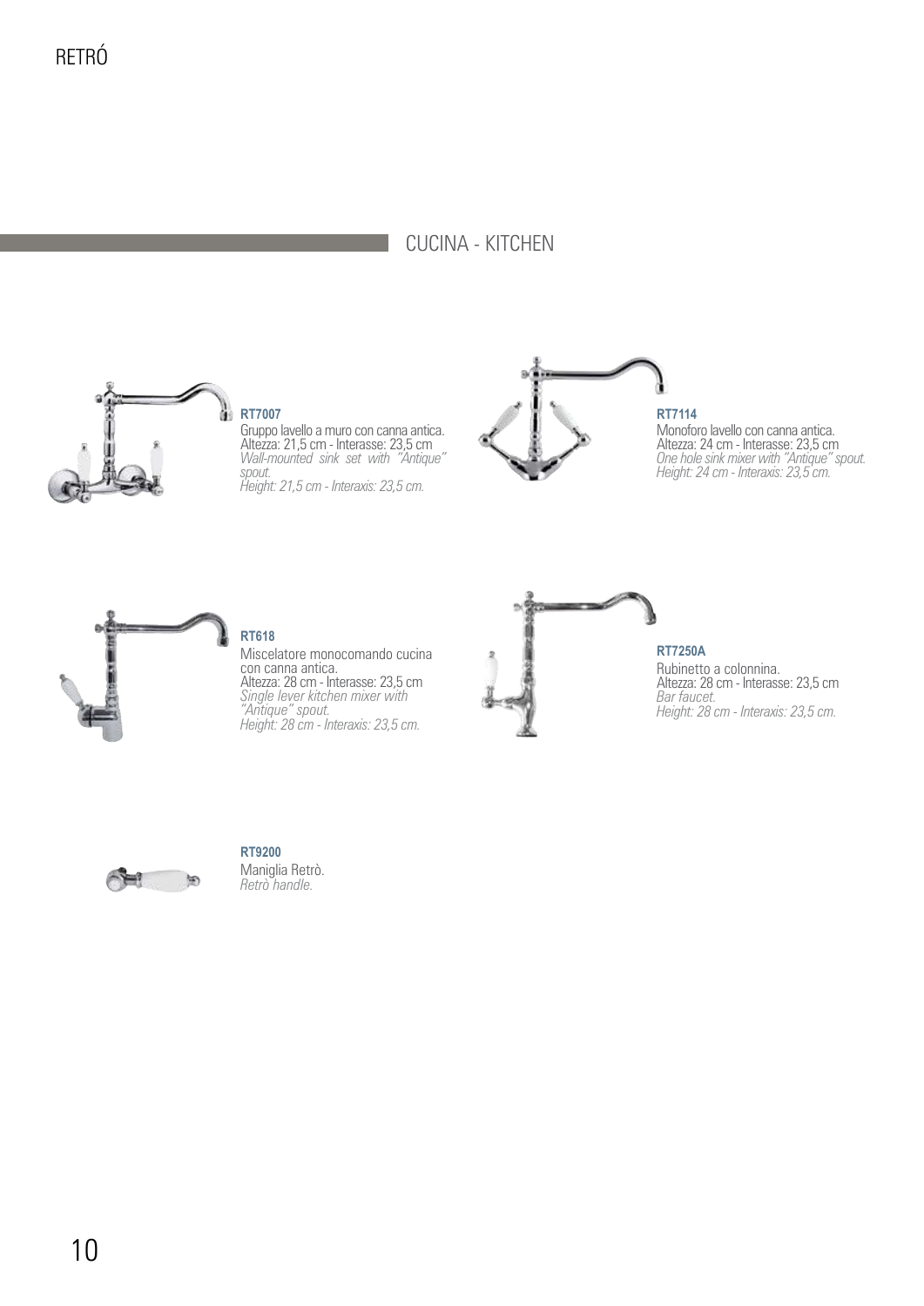# RETRÓ

## CUCINA - KITCHEN

**RT7007**
Gruppo lavello a muro con canna antica.
Altezza: 21,5 cm - Interasse: 23,5 cm
*Wall-mounted sink set with "Antique" spout.*
*Height: 21,5 cm - Interaxis: 23,5 cm.*

**RT7114**
Monoforo lavello con canna antica.
Altezza: 24 cm - Interasse: 23,5 cm
*One hole sink mixer with "Antique" spout.*
*Height: 24 cm - Interaxis: 23,5 cm.*

**RT618**
Miscelatore monocomando cucina con canna antica.
Altezza: 28 cm - Interasse: 23,5 cm
*Single lever kitchen mixer with "Antique" spout.*
*Height: 28 cm - Interaxis: 23,5 cm.*

**RT7250A**
Rubinetto a colonnina.
Altezza: 28 cm - Interasse: 23,5 cm
*Bar faucet.*
*Height: 28 cm - Interaxis: 23,5 cm.*

**RT9200**
Maniglia Retrò.
*Retrò handle.*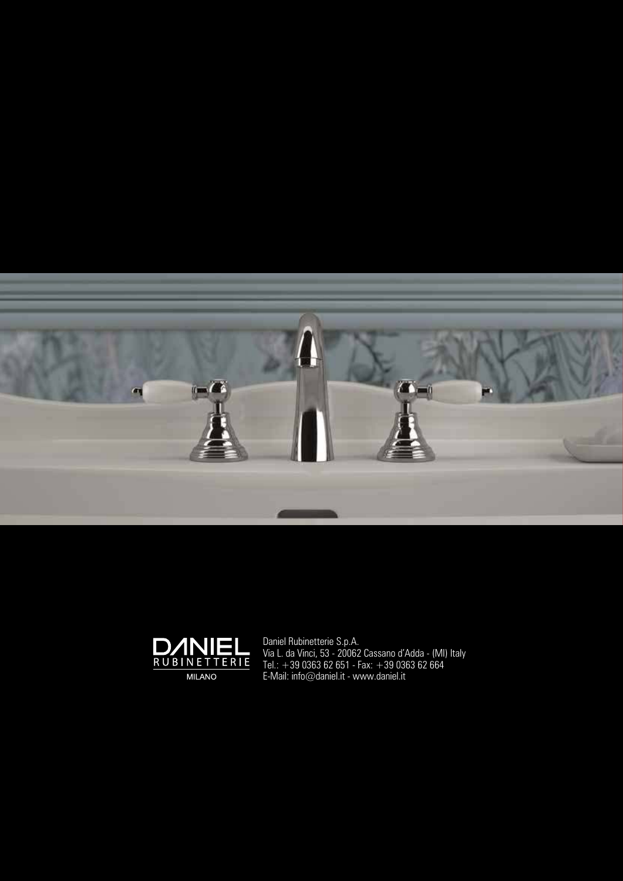DANIEL RUBINETTERIE MILANO

Daniel Rubinetterie S.p.A.
Via L. da Vinci, 53 - 20062 Cassano d'Adda - (MI) Italy
Tel.: +39 0363 62 651 - Fax: +39 0363 62 664
E-Mail: info@daniel.it - www.daniel.it